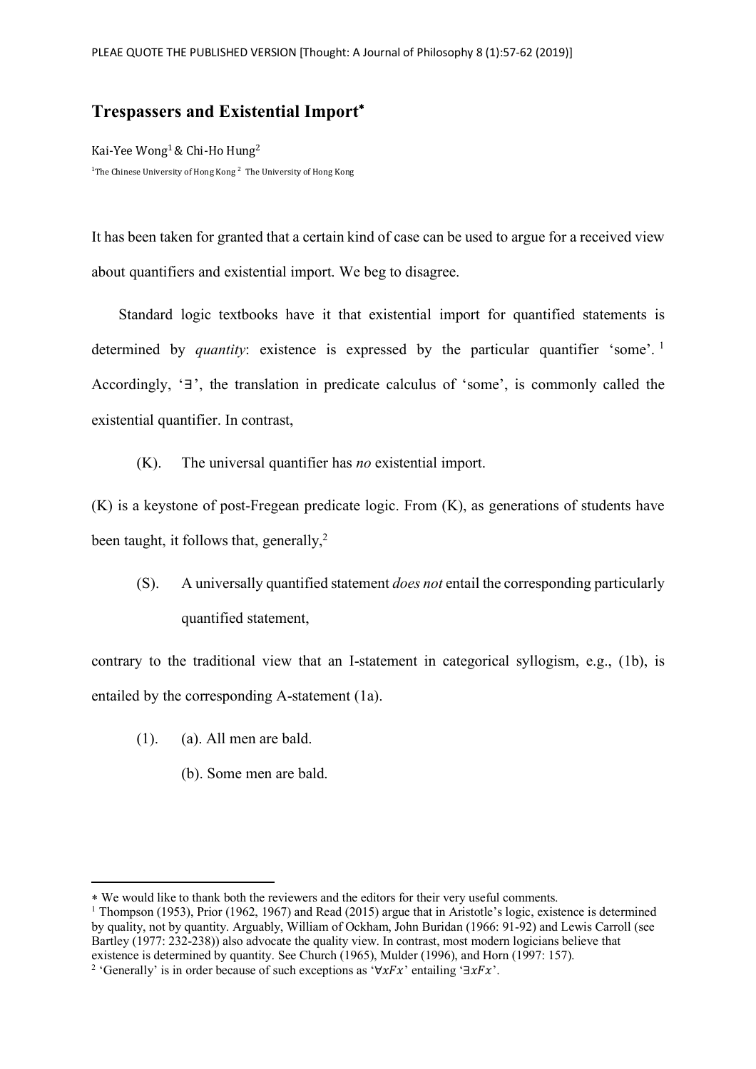# Trespassers and Existential Import*

Kai-Yee Wong[1] & Chi-Ho Hung[2]

[1]The Chinese University of Hong Kong [2] The University of Hong Kong

It has been taken for granted that a certain kind of case can be used to argue for a received view about quantifiers and existential import. We beg to disagree.

Standard logic textbooks have it that existential import for quantified statements is determined by *quantity*: existence is expressed by the particular quantifier 'some'. [1] Accordingly, '∃', the translation in predicate calculus of 'some', is commonly called the existential quantifier. In contrast,

(K). The universal quantifier has *no* existential import.

(K) is a keystone of post-Fregean predicate logic. From (K), as generations of students have been taught, it follows that, generally,[2]

(S). A universally quantified statement *does not* entail the corresponding particularly quantified statement,

contrary to the traditional view that an I-statement in categorical syllogism, e.g., (1b), is entailed by the corresponding A-statement (1a).

(1). (a). All men are bald.

(b). Some men are bald.

---

* We would like to thank both the reviewers and the editors for their very useful comments.

[1] Thompson (1953), Prior (1962, 1967) and Read (2015) argue that in Aristotle's logic, existence is determined by quality, not by quantity. Arguably, William of Ockham, John Buridan (1966: 91-92) and Lewis Carroll (see Bartley (1977: 232-238)) also advocate the quality view. In contrast, most modern logicians believe that existence is determined by quantity. See Church (1965), Mulder (1996), and Horn (1997: 157).

[2] 'Generally' is in order because of such exceptions as '$\forall xFx$' entailing '$\exists xFx$'.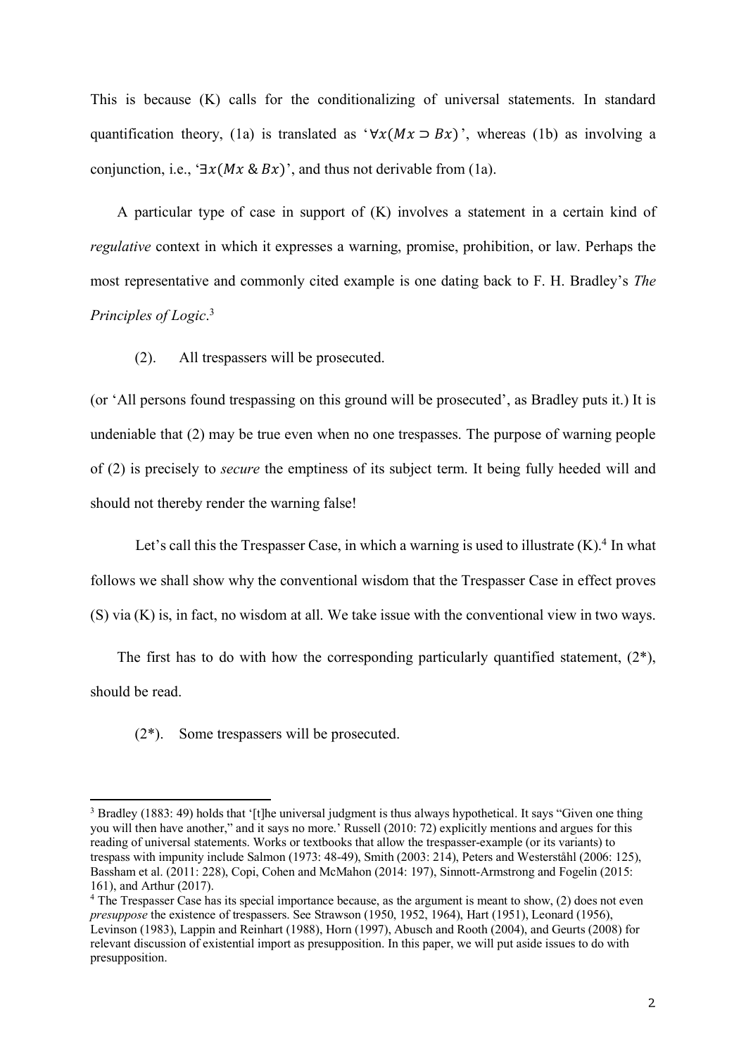This is because (K) calls for the conditionalizing of universal statements. In standard quantification theory, (1a) is translated as '$\forall x(Mx \supset Bx)$', whereas (1b) as involving a conjunction, i.e., '$\exists x(Mx \,\&\, Bx)$', and thus not derivable from (1a).

A particular type of case in support of (K) involves a statement in a certain kind of *regulative* context in which it expresses a warning, promise, prohibition, or law. Perhaps the most representative and commonly cited example is one dating back to F. H. Bradley's *The Principles of Logic*.[3]

(2). All trespassers will be prosecuted.

(or 'All persons found trespassing on this ground will be prosecuted', as Bradley puts it.) It is undeniable that (2) may be true even when no one trespasses. The purpose of warning people of (2) is precisely to *secure* the emptiness of its subject term. It being fully heeded will and should not thereby render the warning false!

Let's call this the Trespasser Case, in which a warning is used to illustrate (K).[4] In what follows we shall show why the conventional wisdom that the Trespasser Case in effect proves (S) via (K) is, in fact, no wisdom at all. We take issue with the conventional view in two ways.

The first has to do with how the corresponding particularly quantified statement, (2*), should be read.

(2*). Some trespassers will be prosecuted.

---

[3] Bradley (1883: 49) holds that '[t]he universal judgment is thus always hypothetical. It says "Given one thing you will then have another," and it says no more.' Russell (2010: 72) explicitly mentions and argues for this reading of universal statements. Works or textbooks that allow the trespasser-example (or its variants) to trespass with impunity include Salmon (1973: 48-49), Smith (2003: 214), Peters and Westerståhl (2006: 125), Bassham et al. (2011: 228), Copi, Cohen and McMahon (2014: 197), Sinnott-Armstrong and Fogelin (2015: 161), and Arthur (2017).

[4] The Trespasser Case has its special importance because, as the argument is meant to show, (2) does not even *presuppose* the existence of trespassers. See Strawson (1950, 1952, 1964), Hart (1951), Leonard (1956), Levinson (1983), Lappin and Reinhart (1988), Horn (1997), Abusch and Rooth (2004), and Geurts (2008) for relevant discussion of existential import as presupposition. In this paper, we will put aside issues to do with presupposition.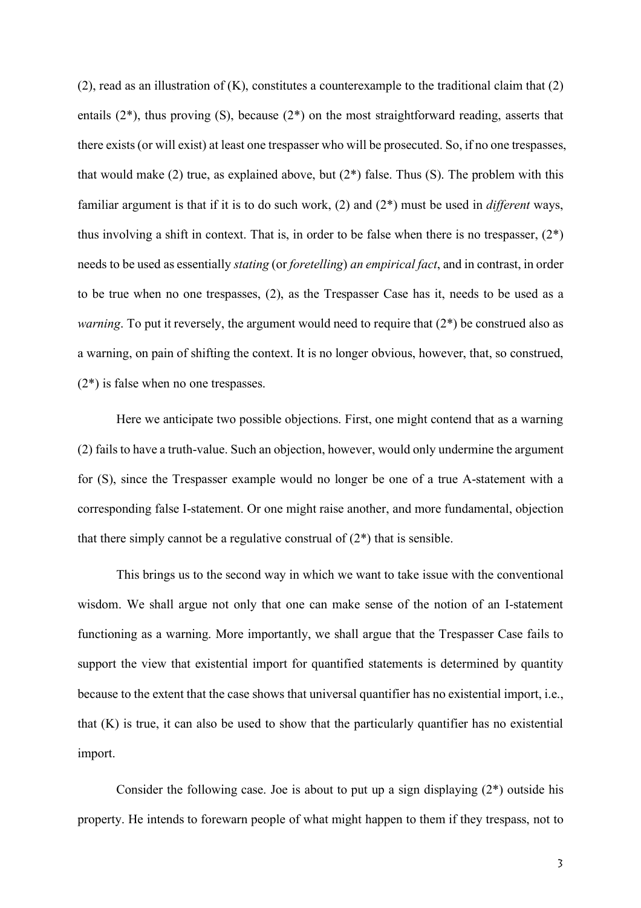(2), read as an illustration of (K), constitutes a counterexample to the traditional claim that (2) entails (2*), thus proving (S), because (2*) on the most straightforward reading, asserts that there exists (or will exist) at least one trespasser who will be prosecuted. So, if no one trespasses, that would make (2) true, as explained above, but (2*) false. Thus (S). The problem with this familiar argument is that if it is to do such work, (2) and (2*) must be used in *different* ways, thus involving a shift in context. That is, in order to be false when there is no trespasser, (2*) needs to be used as essentially *stating* (or *foretelling*) *an empirical fact*, and in contrast, in order to be true when no one trespasses, (2), as the Trespasser Case has it, needs to be used as a *warning*. To put it reversely, the argument would need to require that (2*) be construed also as a warning, on pain of shifting the context. It is no longer obvious, however, that, so construed, (2*) is false when no one trespasses.

Here we anticipate two possible objections. First, one might contend that as a warning (2) fails to have a truth-value. Such an objection, however, would only undermine the argument for (S), since the Trespasser example would no longer be one of a true A-statement with a corresponding false I-statement. Or one might raise another, and more fundamental, objection that there simply cannot be a regulative construal of (2*) that is sensible.

This brings us to the second way in which we want to take issue with the conventional wisdom. We shall argue not only that one can make sense of the notion of an I-statement functioning as a warning. More importantly, we shall argue that the Trespasser Case fails to support the view that existential import for quantified statements is determined by quantity because to the extent that the case shows that universal quantifier has no existential import, i.e., that (K) is true, it can also be used to show that the particularly quantifier has no existential import.

Consider the following case. Joe is about to put up a sign displaying (2*) outside his property. He intends to forewarn people of what might happen to them if they trespass, not to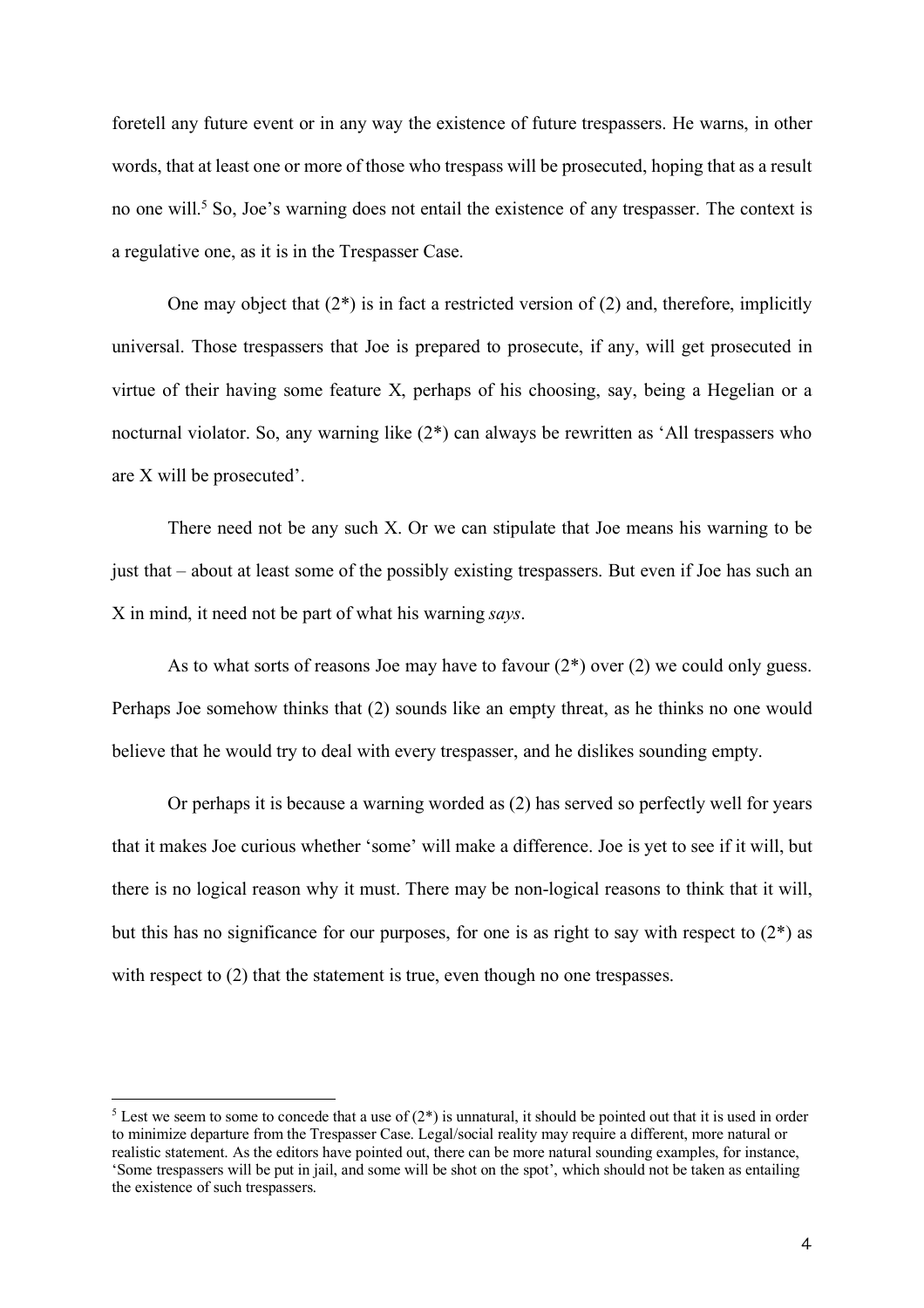foretell any future event or in any way the existence of future trespassers. He warns, in other words, that at least one or more of those who trespass will be prosecuted, hoping that as a result no one will.[5] So, Joe's warning does not entail the existence of any trespasser. The context is a regulative one, as it is in the Trespasser Case.

One may object that (2*) is in fact a restricted version of (2) and, therefore, implicitly universal. Those trespassers that Joe is prepared to prosecute, if any, will get prosecuted in virtue of their having some feature X, perhaps of his choosing, say, being a Hegelian or a nocturnal violator. So, any warning like (2*) can always be rewritten as 'All trespassers who are X will be prosecuted'.

There need not be any such X. Or we can stipulate that Joe means his warning to be just that – about at least some of the possibly existing trespassers. But even if Joe has such an X in mind, it need not be part of what his warning *says*.

As to what sorts of reasons Joe may have to favour (2*) over (2) we could only guess. Perhaps Joe somehow thinks that (2) sounds like an empty threat, as he thinks no one would believe that he would try to deal with every trespasser, and he dislikes sounding empty.

Or perhaps it is because a warning worded as (2) has served so perfectly well for years that it makes Joe curious whether 'some' will make a difference. Joe is yet to see if it will, but there is no logical reason why it must. There may be non-logical reasons to think that it will, but this has no significance for our purposes, for one is as right to say with respect to (2*) as with respect to (2) that the statement is true, even though no one trespasses.

[5] Lest we seem to some to concede that a use of (2*) is unnatural, it should be pointed out that it is used in order to minimize departure from the Trespasser Case. Legal/social reality may require a different, more natural or realistic statement. As the editors have pointed out, there can be more natural sounding examples, for instance, 'Some trespassers will be put in jail, and some will be shot on the spot', which should not be taken as entailing the existence of such trespassers.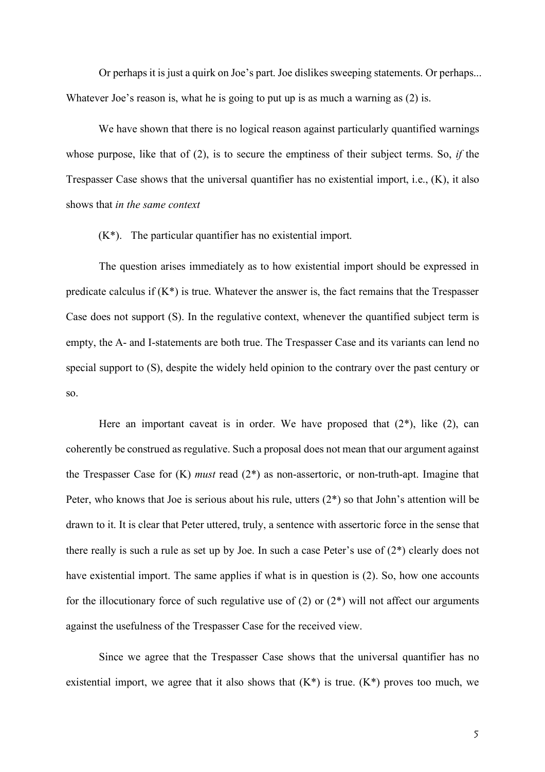Or perhaps it is just a quirk on Joe's part. Joe dislikes sweeping statements. Or perhaps... Whatever Joe's reason is, what he is going to put up is as much a warning as (2) is.

We have shown that there is no logical reason against particularly quantified warnings whose purpose, like that of (2), is to secure the emptiness of their subject terms. So, *if* the Trespasser Case shows that the universal quantifier has no existential import, i.e., (K), it also shows that *in the same context*

(K*). The particular quantifier has no existential import.

The question arises immediately as to how existential import should be expressed in predicate calculus if (K*) is true. Whatever the answer is, the fact remains that the Trespasser Case does not support (S). In the regulative context, whenever the quantified subject term is empty, the A- and I-statements are both true. The Trespasser Case and its variants can lend no special support to (S), despite the widely held opinion to the contrary over the past century or so.

Here an important caveat is in order. We have proposed that (2*), like (2), can coherently be construed as regulative. Such a proposal does not mean that our argument against the Trespasser Case for (K) *must* read (2*) as non-assertoric, or non-truth-apt. Imagine that Peter, who knows that Joe is serious about his rule, utters (2*) so that John's attention will be drawn to it. It is clear that Peter uttered, truly, a sentence with assertoric force in the sense that there really is such a rule as set up by Joe. In such a case Peter's use of (2*) clearly does not have existential import. The same applies if what is in question is (2). So, how one accounts for the illocutionary force of such regulative use of (2) or (2*) will not affect our arguments against the usefulness of the Trespasser Case for the received view.

Since we agree that the Trespasser Case shows that the universal quantifier has no existential import, we agree that it also shows that (K*) is true. (K*) proves too much, we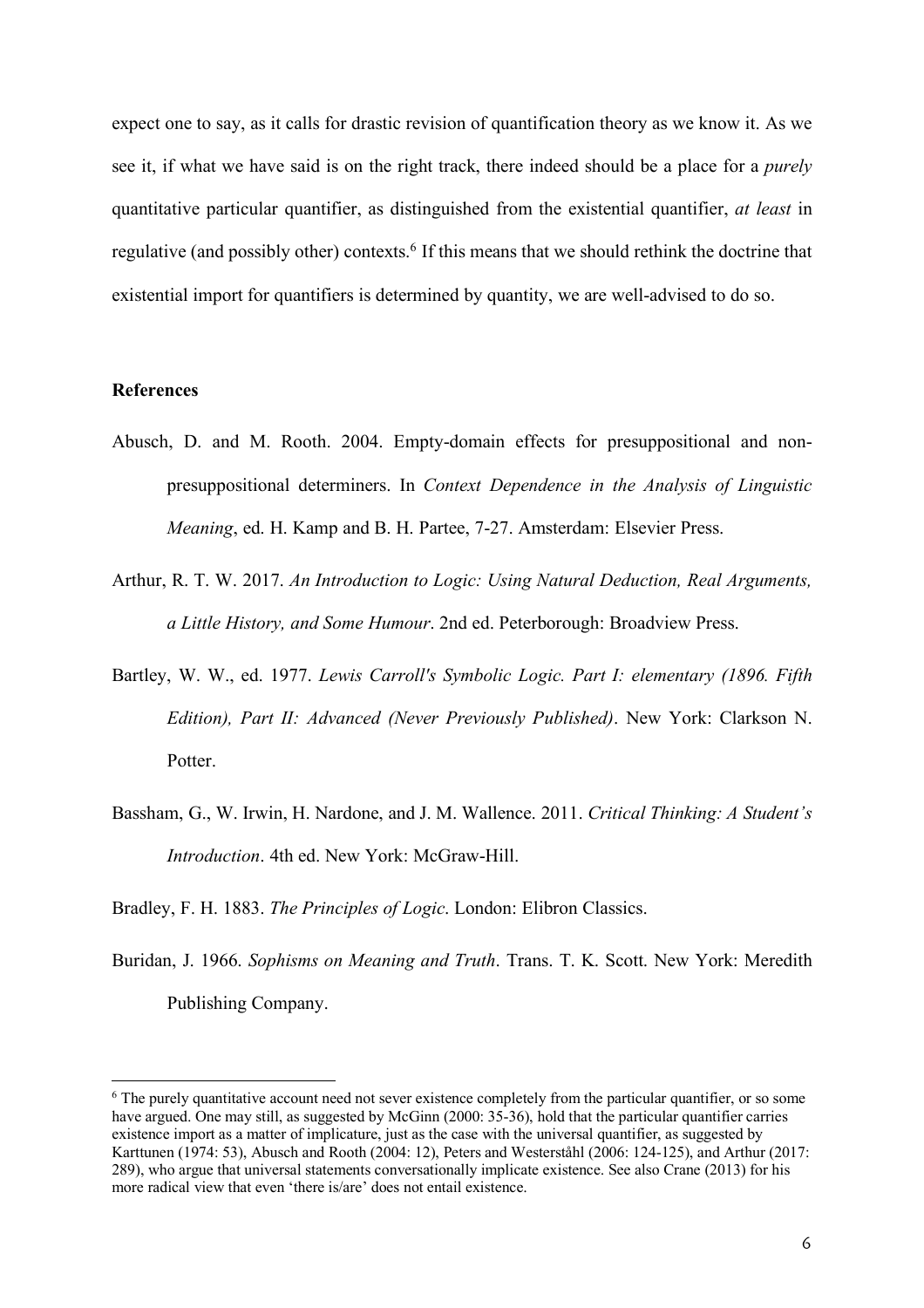expect one to say, as it calls for drastic revision of quantification theory as we know it. As we see it, if what we have said is on the right track, there indeed should be a place for a *purely* quantitative particular quantifier, as distinguished from the existential quantifier, *at least* in regulative (and possibly other) contexts.[6] If this means that we should rethink the doctrine that existential import for quantifiers is determined by quantity, we are well-advised to do so.

**References**

Abusch, D. and M. Rooth. 2004. Empty-domain effects for presuppositional and non-presuppositional determiners. In *Context Dependence in the Analysis of Linguistic Meaning*, ed. H. Kamp and B. H. Partee, 7-27. Amsterdam: Elsevier Press.

Arthur, R. T. W. 2017. *An Introduction to Logic: Using Natural Deduction, Real Arguments, a Little History, and Some Humour*. 2nd ed. Peterborough: Broadview Press.

Bartley, W. W., ed. 1977. *Lewis Carroll's Symbolic Logic. Part I: elementary (1896. Fifth Edition), Part II: Advanced (Never Previously Published)*. New York: Clarkson N. Potter.

Bassham, G., W. Irwin, H. Nardone, and J. M. Wallence. 2011. *Critical Thinking: A Student's Introduction*. 4th ed. New York: McGraw-Hill.

Bradley, F. H. 1883. *The Principles of Logic*. London: Elibron Classics.

Buridan, J. 1966. *Sophisms on Meaning and Truth*. Trans. T. K. Scott. New York: Meredith Publishing Company.

[6] The purely quantitative account need not sever existence completely from the particular quantifier, or so some have argued. One may still, as suggested by McGinn (2000: 35-36), hold that the particular quantifier carries existence import as a matter of implicature, just as the case with the universal quantifier, as suggested by Karttunen (1974: 53), Abusch and Rooth (2004: 12), Peters and Westerståhl (2006: 124-125), and Arthur (2017: 289), who argue that universal statements conversationally implicate existence. See also Crane (2013) for his more radical view that even 'there is/are' does not entail existence.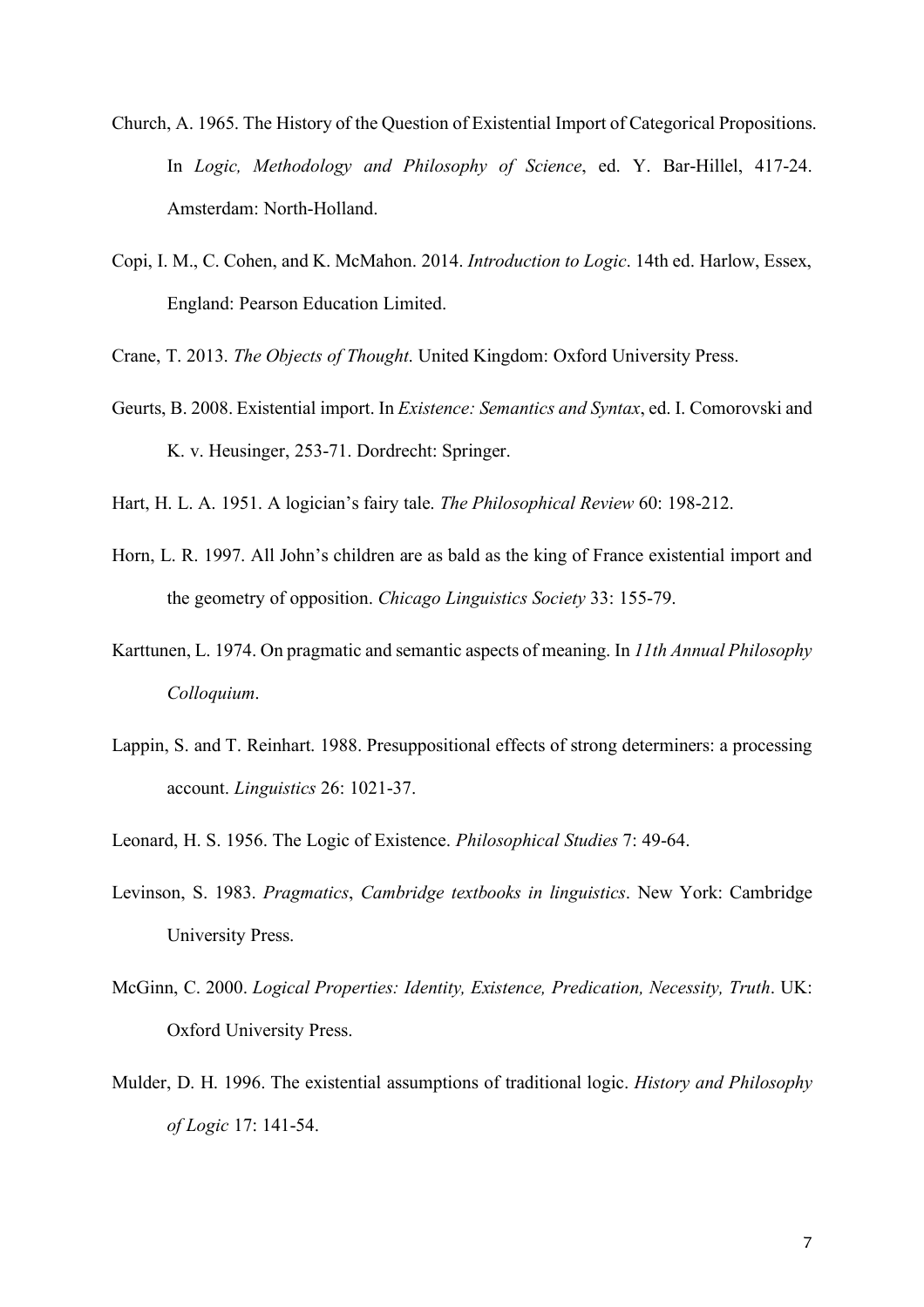Church, A. 1965. The History of the Question of Existential Import of Categorical Propositions. In *Logic, Methodology and Philosophy of Science*, ed. Y. Bar-Hillel, 417-24. Amsterdam: North-Holland.

Copi, I. M., C. Cohen, and K. McMahon. 2014. *Introduction to Logic*. 14th ed. Harlow, Essex, England: Pearson Education Limited.

Crane, T. 2013. *The Objects of Thought*. United Kingdom: Oxford University Press.

Geurts, B. 2008. Existential import. In *Existence: Semantics and Syntax*, ed. I. Comorovski and K. v. Heusinger, 253-71. Dordrecht: Springer.

Hart, H. L. A. 1951. A logician's fairy tale. *The Philosophical Review* 60: 198-212.

Horn, L. R. 1997. All John's children are as bald as the king of France existential import and the geometry of opposition. *Chicago Linguistics Society* 33: 155-79.

Karttunen, L. 1974. On pragmatic and semantic aspects of meaning. In *11th Annual Philosophy Colloquium*.

Lappin, S. and T. Reinhart. 1988. Presuppositional effects of strong determiners: a processing account. *Linguistics* 26: 1021-37.

Leonard, H. S. 1956. The Logic of Existence. *Philosophical Studies* 7: 49-64.

Levinson, S. 1983. *Pragmatics*, *Cambridge textbooks in linguistics*. New York: Cambridge University Press.

McGinn, C. 2000. *Logical Properties: Identity, Existence, Predication, Necessity, Truth*. UK: Oxford University Press.

Mulder, D. H. 1996. The existential assumptions of traditional logic. *History and Philosophy of Logic* 17: 141-54.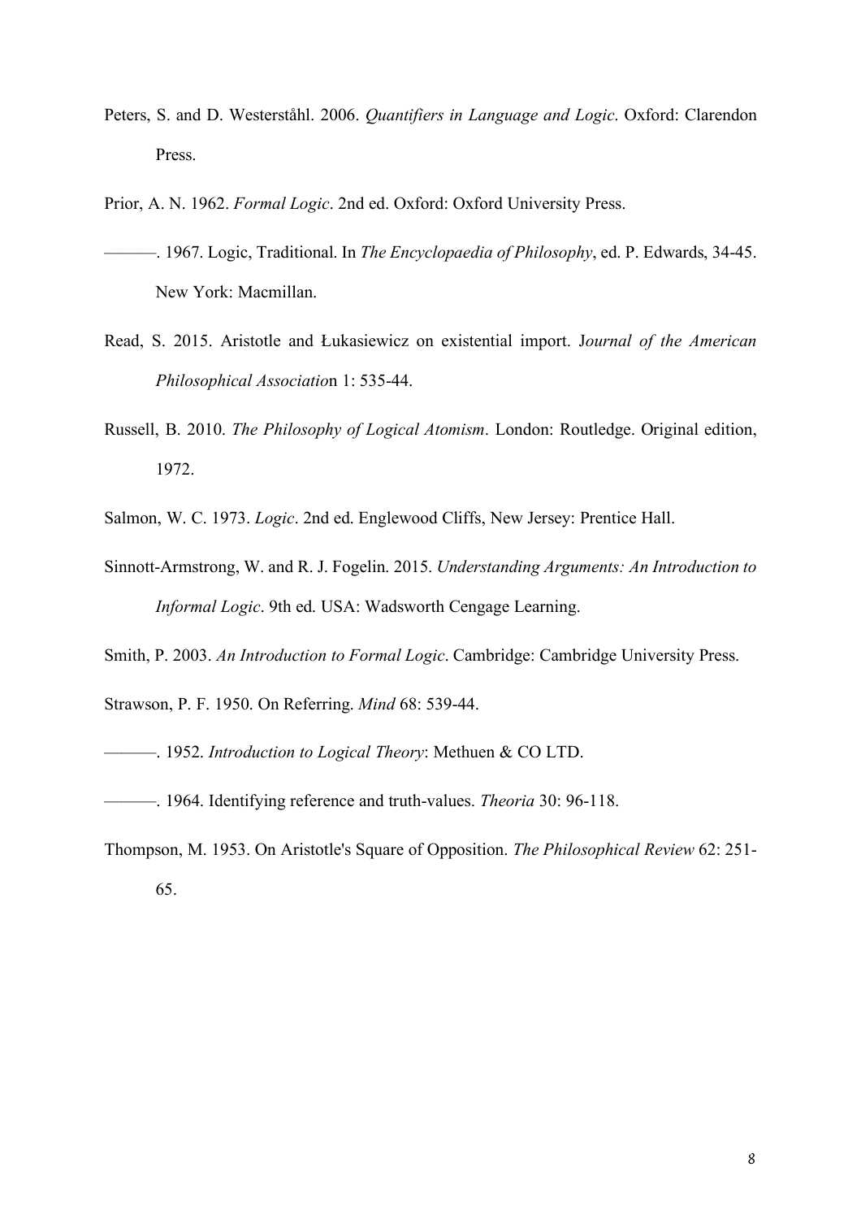Peters, S. and D. Westerståhl. 2006. *Quantifiers in Language and Logic*. Oxford: Clarendon Press.

Prior, A. N. 1962. *Formal Logic*. 2nd ed. Oxford: Oxford University Press.

———. 1967. Logic, Traditional. In *The Encyclopaedia of Philosophy*, ed. P. Edwards, 34-45. New York: Macmillan.

Read, S. 2015. Aristotle and Łukasiewicz on existential import. J*ournal of the American Philosophical Associatio*n 1: 535-44.

Russell, B. 2010. *The Philosophy of Logical Atomism*. London: Routledge. Original edition, 1972.

Salmon, W. C. 1973. *Logic*. 2nd ed. Englewood Cliffs, New Jersey: Prentice Hall.

Sinnott-Armstrong, W. and R. J. Fogelin. 2015. *Understanding Arguments: An Introduction to Informal Logic*. 9th ed. USA: Wadsworth Cengage Learning.

Smith, P. 2003. *An Introduction to Formal Logic*. Cambridge: Cambridge University Press.

Strawson, P. F. 1950. On Referring. *Mind* 68: 539-44.

———. 1952. *Introduction to Logical Theory*: Methuen & CO LTD.

———. 1964. Identifying reference and truth-values. *Theoria* 30: 96-118.

Thompson, M. 1953. On Aristotle's Square of Opposition. *The Philosophical Review* 62: 251-65.